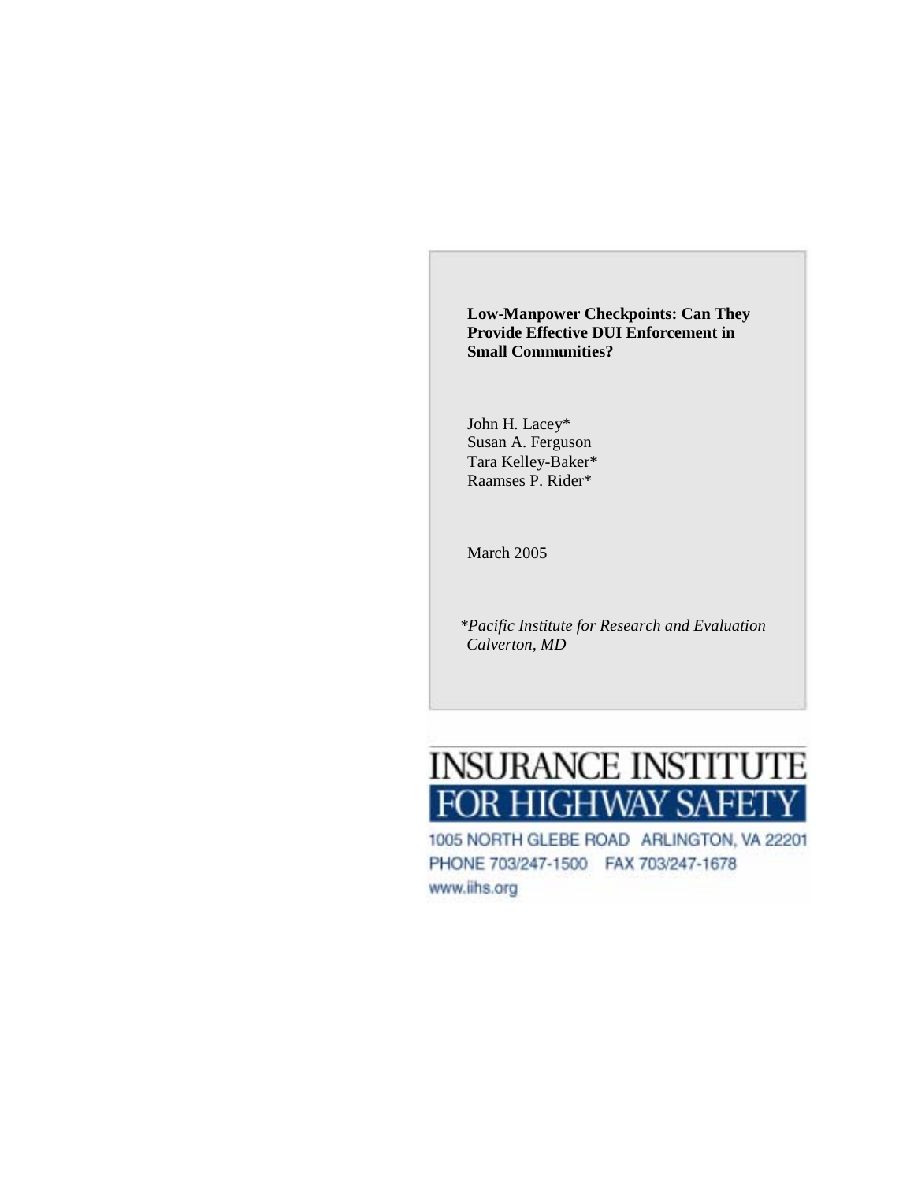# Low-Manpower Checkpoints: Can They Provide Effective DUI Enforcement in Small Communities?

John H. Lacey*
Susan A. Ferguson
Tara Kelley-Baker*
Raamses P. Rider*

March 2005

*\*Pacific Institute for Research and Evaluation*
*Calverton, MD*

INSURANCE INSTITUTE
FOR HIGHWAY SAFETY

1005 NORTH GLEBE ROAD ARLINGTON, VA 22201
PHONE 703/247-1500 FAX 703/247-1678
www.iihs.org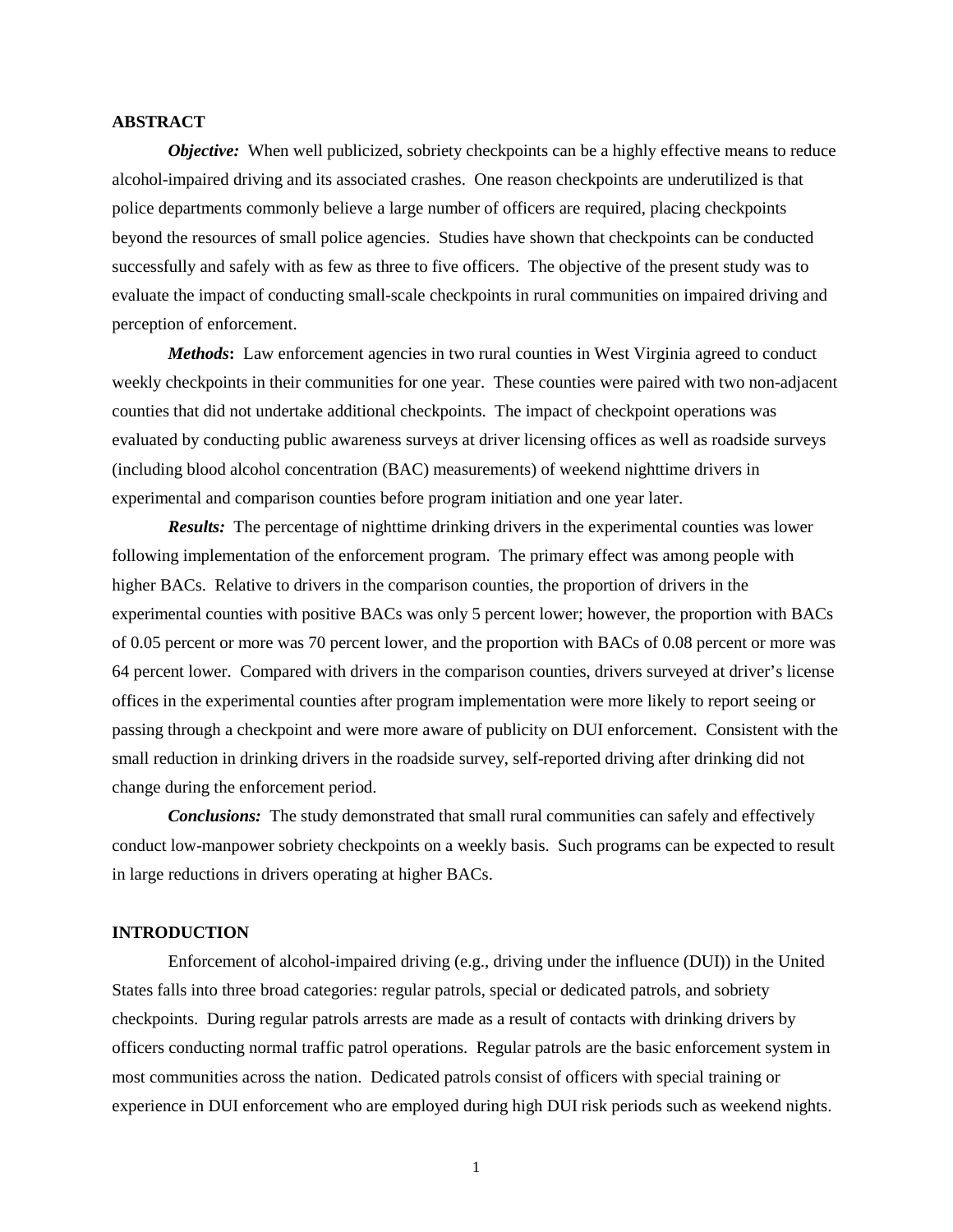## ABSTRACT

***Objective:*** When well publicized, sobriety checkpoints can be a highly effective means to reduce alcohol-impaired driving and its associated crashes. One reason checkpoints are underutilized is that police departments commonly believe a large number of officers are required, placing checkpoints beyond the resources of small police agencies. Studies have shown that checkpoints can be conducted successfully and safely with as few as three to five officers. The objective of the present study was to evaluate the impact of conducting small-scale checkpoints in rural communities on impaired driving and perception of enforcement.

***Methods*:** Law enforcement agencies in two rural counties in West Virginia agreed to conduct weekly checkpoints in their communities for one year. These counties were paired with two non-adjacent counties that did not undertake additional checkpoints. The impact of checkpoint operations was evaluated by conducting public awareness surveys at driver licensing offices as well as roadside surveys (including blood alcohol concentration (BAC) measurements) of weekend nighttime drivers in experimental and comparison counties before program initiation and one year later.

***Results:*** The percentage of nighttime drinking drivers in the experimental counties was lower following implementation of the enforcement program. The primary effect was among people with higher BACs. Relative to drivers in the comparison counties, the proportion of drivers in the experimental counties with positive BACs was only 5 percent lower; however, the proportion with BACs of 0.05 percent or more was 70 percent lower, and the proportion with BACs of 0.08 percent or more was 64 percent lower. Compared with drivers in the comparison counties, drivers surveyed at driver's license offices in the experimental counties after program implementation were more likely to report seeing or passing through a checkpoint and were more aware of publicity on DUI enforcement. Consistent with the small reduction in drinking drivers in the roadside survey, self-reported driving after drinking did not change during the enforcement period.

***Conclusions:*** The study demonstrated that small rural communities can safely and effectively conduct low-manpower sobriety checkpoints on a weekly basis. Such programs can be expected to result in large reductions in drivers operating at higher BACs.

## INTRODUCTION

Enforcement of alcohol-impaired driving (e.g., driving under the influence (DUI)) in the United States falls into three broad categories: regular patrols, special or dedicated patrols, and sobriety checkpoints. During regular patrols arrests are made as a result of contacts with drinking drivers by officers conducting normal traffic patrol operations. Regular patrols are the basic enforcement system in most communities across the nation. Dedicated patrols consist of officers with special training or experience in DUI enforcement who are employed during high DUI risk periods such as weekend nights.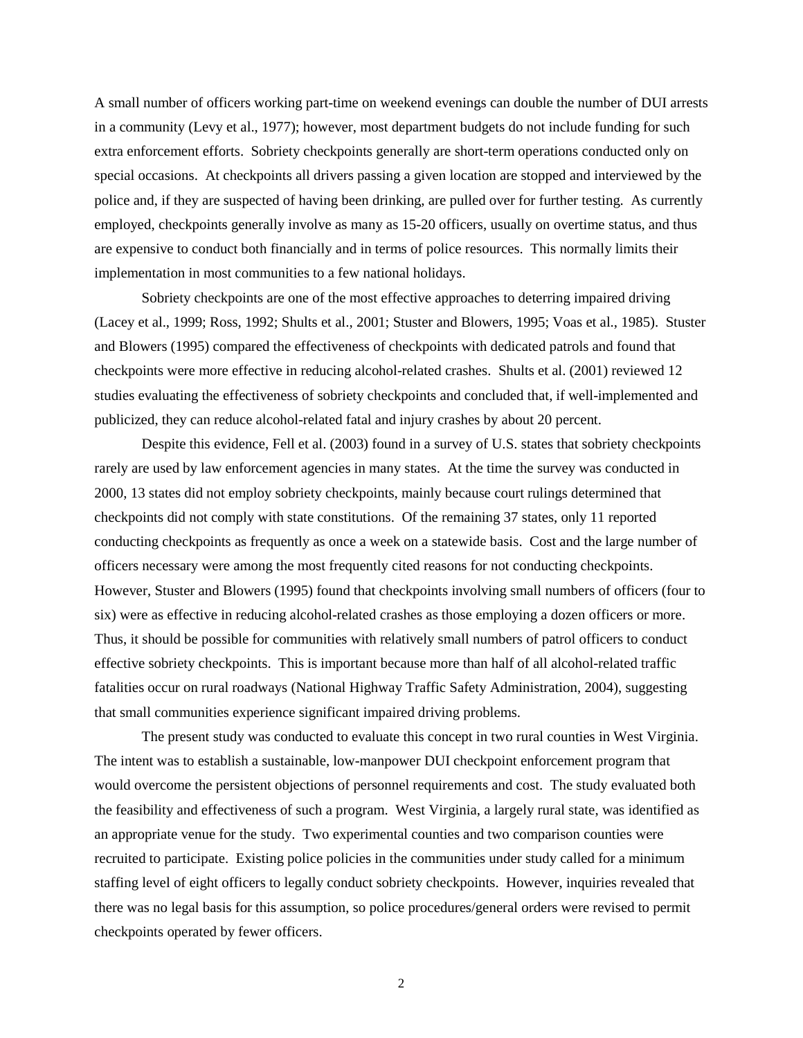A small number of officers working part-time on weekend evenings can double the number of DUI arrests in a community (Levy et al., 1977); however, most department budgets do not include funding for such extra enforcement efforts. Sobriety checkpoints generally are short-term operations conducted only on special occasions. At checkpoints all drivers passing a given location are stopped and interviewed by the police and, if they are suspected of having been drinking, are pulled over for further testing. As currently employed, checkpoints generally involve as many as 15-20 officers, usually on overtime status, and thus are expensive to conduct both financially and in terms of police resources. This normally limits their implementation in most communities to a few national holidays.

Sobriety checkpoints are one of the most effective approaches to deterring impaired driving (Lacey et al., 1999; Ross, 1992; Shults et al., 2001; Stuster and Blowers, 1995; Voas et al., 1985). Stuster and Blowers (1995) compared the effectiveness of checkpoints with dedicated patrols and found that checkpoints were more effective in reducing alcohol-related crashes. Shults et al. (2001) reviewed 12 studies evaluating the effectiveness of sobriety checkpoints and concluded that, if well-implemented and publicized, they can reduce alcohol-related fatal and injury crashes by about 20 percent.

Despite this evidence, Fell et al. (2003) found in a survey of U.S. states that sobriety checkpoints rarely are used by law enforcement agencies in many states. At the time the survey was conducted in 2000, 13 states did not employ sobriety checkpoints, mainly because court rulings determined that checkpoints did not comply with state constitutions. Of the remaining 37 states, only 11 reported conducting checkpoints as frequently as once a week on a statewide basis. Cost and the large number of officers necessary were among the most frequently cited reasons for not conducting checkpoints. However, Stuster and Blowers (1995) found that checkpoints involving small numbers of officers (four to six) were as effective in reducing alcohol-related crashes as those employing a dozen officers or more. Thus, it should be possible for communities with relatively small numbers of patrol officers to conduct effective sobriety checkpoints. This is important because more than half of all alcohol-related traffic fatalities occur on rural roadways (National Highway Traffic Safety Administration, 2004), suggesting that small communities experience significant impaired driving problems.

The present study was conducted to evaluate this concept in two rural counties in West Virginia. The intent was to establish a sustainable, low-manpower DUI checkpoint enforcement program that would overcome the persistent objections of personnel requirements and cost. The study evaluated both the feasibility and effectiveness of such a program. West Virginia, a largely rural state, was identified as an appropriate venue for the study. Two experimental counties and two comparison counties were recruited to participate. Existing police policies in the communities under study called for a minimum staffing level of eight officers to legally conduct sobriety checkpoints. However, inquiries revealed that there was no legal basis for this assumption, so police procedures/general orders were revised to permit checkpoints operated by fewer officers.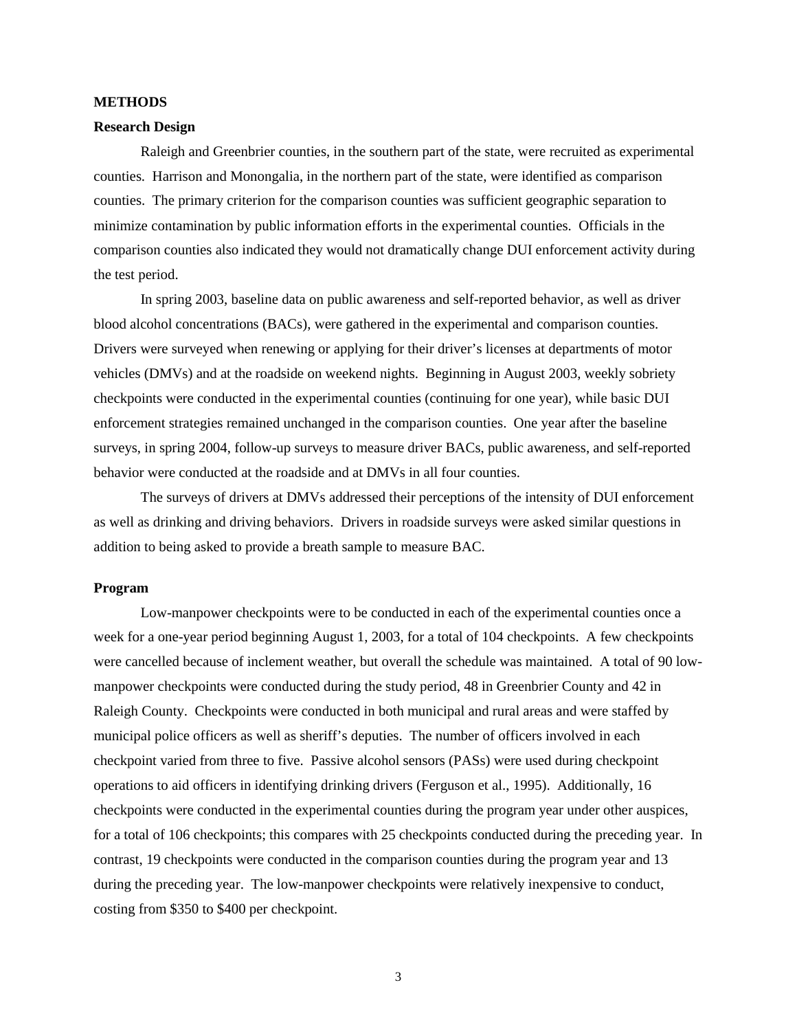## METHODS

### Research Design

Raleigh and Greenbrier counties, in the southern part of the state, were recruited as experimental counties. Harrison and Monongalia, in the northern part of the state, were identified as comparison counties. The primary criterion for the comparison counties was sufficient geographic separation to minimize contamination by public information efforts in the experimental counties. Officials in the comparison counties also indicated they would not dramatically change DUI enforcement activity during the test period.

In spring 2003, baseline data on public awareness and self-reported behavior, as well as driver blood alcohol concentrations (BACs), were gathered in the experimental and comparison counties. Drivers were surveyed when renewing or applying for their driver's licenses at departments of motor vehicles (DMVs) and at the roadside on weekend nights. Beginning in August 2003, weekly sobriety checkpoints were conducted in the experimental counties (continuing for one year), while basic DUI enforcement strategies remained unchanged in the comparison counties. One year after the baseline surveys, in spring 2004, follow-up surveys to measure driver BACs, public awareness, and self-reported behavior were conducted at the roadside and at DMVs in all four counties.

The surveys of drivers at DMVs addressed their perceptions of the intensity of DUI enforcement as well as drinking and driving behaviors. Drivers in roadside surveys were asked similar questions in addition to being asked to provide a breath sample to measure BAC.

### Program

Low-manpower checkpoints were to be conducted in each of the experimental counties once a week for a one-year period beginning August 1, 2003, for a total of 104 checkpoints. A few checkpoints were cancelled because of inclement weather, but overall the schedule was maintained. A total of 90 low-manpower checkpoints were conducted during the study period, 48 in Greenbrier County and 42 in Raleigh County. Checkpoints were conducted in both municipal and rural areas and were staffed by municipal police officers as well as sheriff's deputies. The number of officers involved in each checkpoint varied from three to five. Passive alcohol sensors (PASs) were used during checkpoint operations to aid officers in identifying drinking drivers (Ferguson et al., 1995). Additionally, 16 checkpoints were conducted in the experimental counties during the program year under other auspices, for a total of 106 checkpoints; this compares with 25 checkpoints conducted during the preceding year. In contrast, 19 checkpoints were conducted in the comparison counties during the program year and 13 during the preceding year. The low-manpower checkpoints were relatively inexpensive to conduct, costing from $350 to $400 per checkpoint.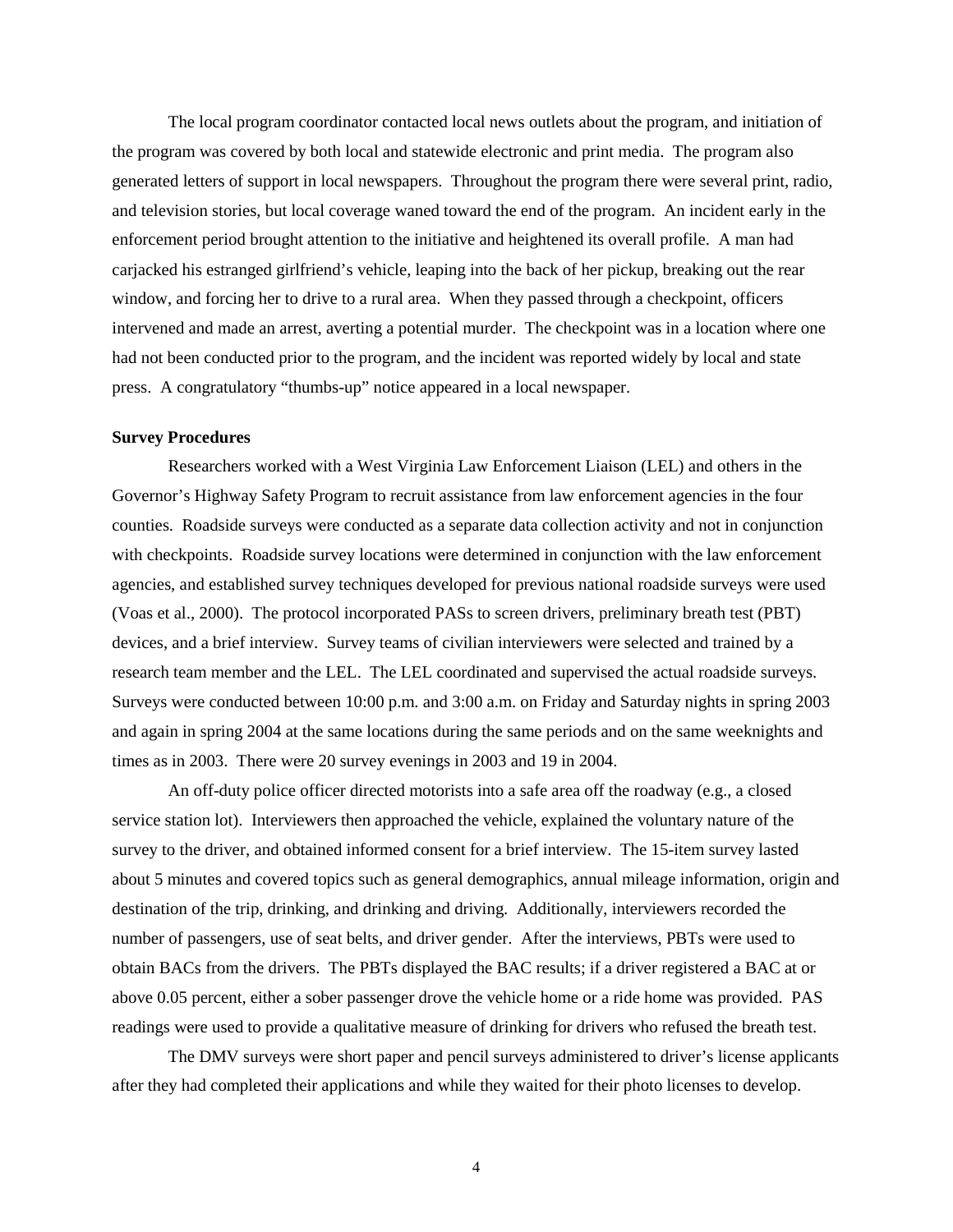The local program coordinator contacted local news outlets about the program, and initiation of the program was covered by both local and statewide electronic and print media. The program also generated letters of support in local newspapers. Throughout the program there were several print, radio, and television stories, but local coverage waned toward the end of the program. An incident early in the enforcement period brought attention to the initiative and heightened its overall profile. A man had carjacked his estranged girlfriend's vehicle, leaping into the back of her pickup, breaking out the rear window, and forcing her to drive to a rural area. When they passed through a checkpoint, officers intervened and made an arrest, averting a potential murder. The checkpoint was in a location where one had not been conducted prior to the program, and the incident was reported widely by local and state press. A congratulatory "thumbs-up" notice appeared in a local newspaper.

**Survey Procedures**

Researchers worked with a West Virginia Law Enforcement Liaison (LEL) and others in the Governor's Highway Safety Program to recruit assistance from law enforcement agencies in the four counties. Roadside surveys were conducted as a separate data collection activity and not in conjunction with checkpoints. Roadside survey locations were determined in conjunction with the law enforcement agencies, and established survey techniques developed for previous national roadside surveys were used (Voas et al., 2000). The protocol incorporated PASs to screen drivers, preliminary breath test (PBT) devices, and a brief interview. Survey teams of civilian interviewers were selected and trained by a research team member and the LEL. The LEL coordinated and supervised the actual roadside surveys. Surveys were conducted between 10:00 p.m. and 3:00 a.m. on Friday and Saturday nights in spring 2003 and again in spring 2004 at the same locations during the same periods and on the same weeknights and times as in 2003. There were 20 survey evenings in 2003 and 19 in 2004.

An off-duty police officer directed motorists into a safe area off the roadway (e.g., a closed service station lot). Interviewers then approached the vehicle, explained the voluntary nature of the survey to the driver, and obtained informed consent for a brief interview. The 15-item survey lasted about 5 minutes and covered topics such as general demographics, annual mileage information, origin and destination of the trip, drinking, and drinking and driving. Additionally, interviewers recorded the number of passengers, use of seat belts, and driver gender. After the interviews, PBTs were used to obtain BACs from the drivers. The PBTs displayed the BAC results; if a driver registered a BAC at or above 0.05 percent, either a sober passenger drove the vehicle home or a ride home was provided. PAS readings were used to provide a qualitative measure of drinking for drivers who refused the breath test.

The DMV surveys were short paper and pencil surveys administered to driver's license applicants after they had completed their applications and while they waited for their photo licenses to develop.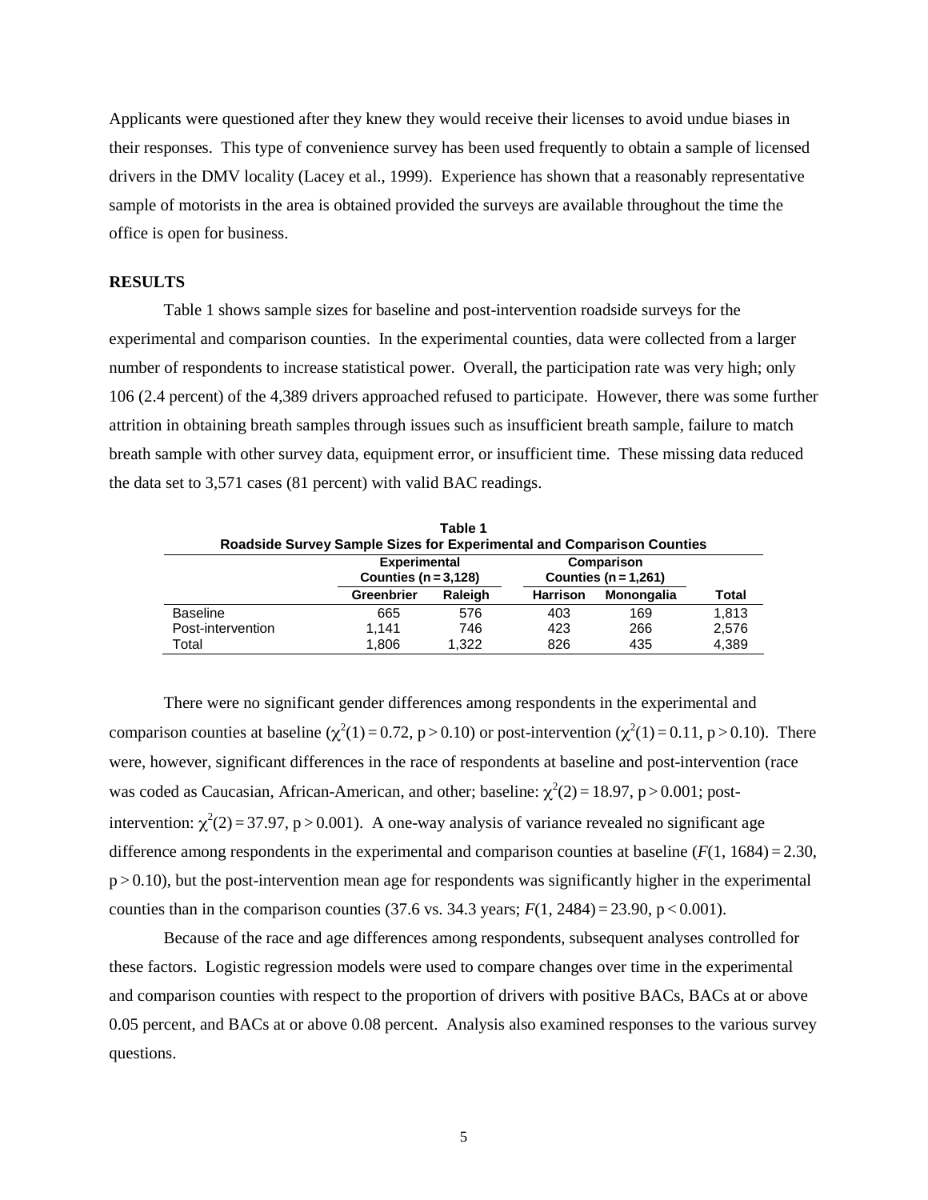Applicants were questioned after they knew they would receive their licenses to avoid undue biases in their responses. This type of convenience survey has been used frequently to obtain a sample of licensed drivers in the DMV locality (Lacey et al., 1999). Experience has shown that a reasonably representative sample of motorists in the area is obtained provided the surveys are available throughout the time the office is open for business.

## RESULTS

Table 1 shows sample sizes for baseline and post-intervention roadside surveys for the experimental and comparison counties. In the experimental counties, data were collected from a larger number of respondents to increase statistical power. Overall, the participation rate was very high; only 106 (2.4 percent) of the 4,389 drivers approached refused to participate. However, there was some further attrition in obtaining breath samples through issues such as insufficient breath sample, failure to match breath sample with other survey data, equipment error, or insufficient time. These missing data reduced the data set to 3,571 cases (81 percent) with valid BAC readings.

**Table 1**
**Roadside Survey Sample Sizes for Experimental and Comparison Counties**

| | Experimental Counties (n = 3,128) | | Comparison Counties (n = 1,261) | | |
|---|---|---|---|---|---|
| | Greenbrier | Raleigh | Harrison | Monongalia | Total |
| Baseline | 665 | 576 | 403 | 169 | 1,813 |
| Post-intervention | 1,141 | 746 | 423 | 266 | 2,576 |
| Total | 1,806 | 1,322 | 826 | 435 | 4,389 |

There were no significant gender differences among respondents in the experimental and comparison counties at baseline ($\chi^2(1) = 0.72$, $p > 0.10$) or post-intervention ($\chi^2(1) = 0.11$, $p > 0.10$). There were, however, significant differences in the race of respondents at baseline and post-intervention (race was coded as Caucasian, African-American, and other; baseline: $\chi^2(2) = 18.97$, $p > 0.001$; post-intervention: $\chi^2(2) = 37.97$, $p > 0.001$). A one-way analysis of variance revealed no significant age difference among respondents in the experimental and comparison counties at baseline ($F(1, 1684) = 2.30$, $p > 0.10$), but the post-intervention mean age for respondents was significantly higher in the experimental counties than in the comparison counties (37.6 vs. 34.3 years; $F(1, 2484) = 23.90$, $p < 0.001$).

Because of the race and age differences among respondents, subsequent analyses controlled for these factors. Logistic regression models were used to compare changes over time in the experimental and comparison counties with respect to the proportion of drivers with positive BACs, BACs at or above 0.05 percent, and BACs at or above 0.08 percent. Analysis also examined responses to the various survey questions.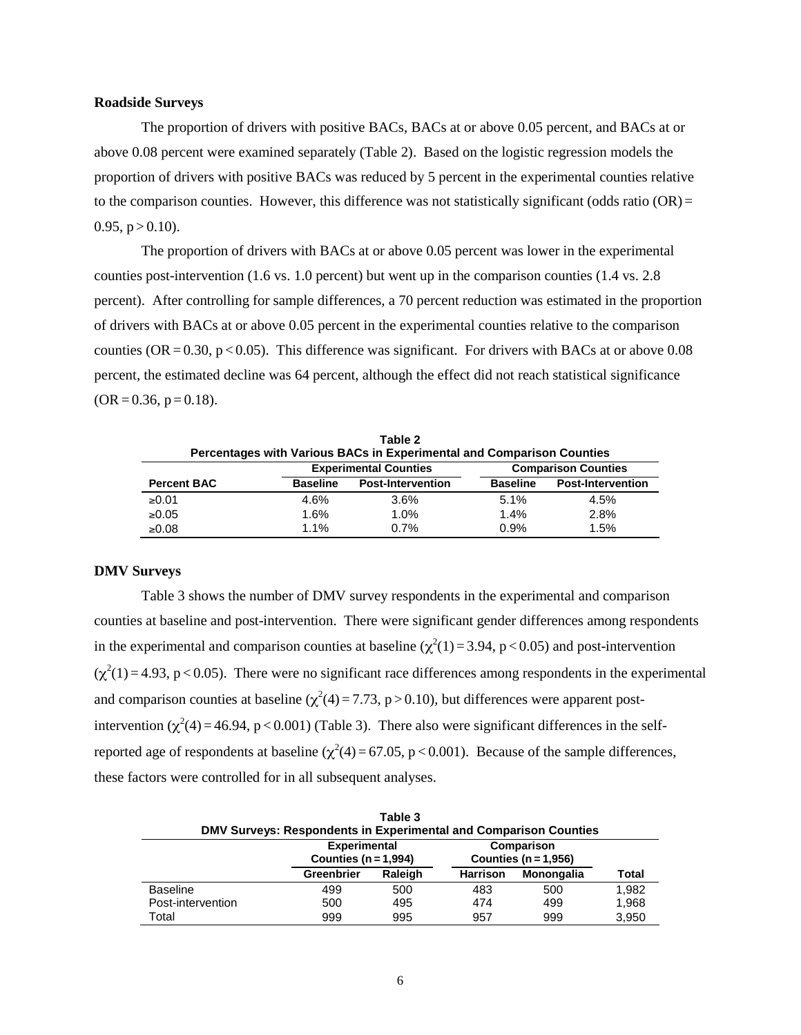### Roadside Surveys

The proportion of drivers with positive BACs, BACs at or above 0.05 percent, and BACs at or above 0.08 percent were examined separately (Table 2). Based on the logistic regression models the proportion of drivers with positive BACs was reduced by 5 percent in the experimental counties relative to the comparison counties. However, this difference was not statistically significant (odds ratio (OR) = 0.95, $p > 0.10$).

The proportion of drivers with BACs at or above 0.05 percent was lower in the experimental counties post-intervention (1.6 vs. 1.0 percent) but went up in the comparison counties (1.4 vs. 2.8 percent). After controlling for sample differences, a 70 percent reduction was estimated in the proportion of drivers with BACs at or above 0.05 percent in the experimental counties relative to the comparison counties (OR = 0.30, $p < 0.05$). This difference was significant. For drivers with BACs at or above 0.08 percent, the estimated decline was 64 percent, although the effect did not reach statistical significance (OR = 0.36, $p = 0.18$).

**Table 2**
**Percentages with Various BACs in Experimental and Comparison Counties**

| | Experimental Counties | | Comparison Counties | |
|---|---|---|---|---|
| **Percent BAC** | **Baseline** | **Post-Intervention** | **Baseline** | **Post-Intervention** |
| ≥0.01 | 4.6% | 3.6% | 5.1% | 4.5% |
| ≥0.05 | 1.6% | 1.0% | 1.4% | 2.8% |
| ≥0.08 | 1.1% | 0.7% | 0.9% | 1.5% |

### DMV Surveys

Table 3 shows the number of DMV survey respondents in the experimental and comparison counties at baseline and post-intervention. There were significant gender differences among respondents in the experimental and comparison counties at baseline ($\chi^2(1) = 3.94$, $p < 0.05$) and post-intervention ($\chi^2(1) = 4.93$, $p < 0.05$). There were no significant race differences among respondents in the experimental and comparison counties at baseline ($\chi^2(4) = 7.73$, $p > 0.10$), but differences were apparent post-intervention ($\chi^2(4) = 46.94$, $p < 0.001$) (Table 3). There also were significant differences in the self-reported age of respondents at baseline ($\chi^2(4) = 67.05$, $p < 0.001$). Because of the sample differences, these factors were controlled for in all subsequent analyses.

**Table 3**
**DMV Surveys: Respondents in Experimental and Comparison Counties**

| | Experimental Counties (n = 1,994) | | Comparison Counties (n = 1,956) | | |
|---|---|---|---|---|---|
| | **Greenbrier** | **Raleigh** | **Harrison** | **Monongalia** | **Total** |
| Baseline | 499 | 500 | 483 | 500 | 1,982 |
| Post-intervention | 500 | 495 | 474 | 499 | 1,968 |
| Total | 999 | 995 | 957 | 999 | 3,950 |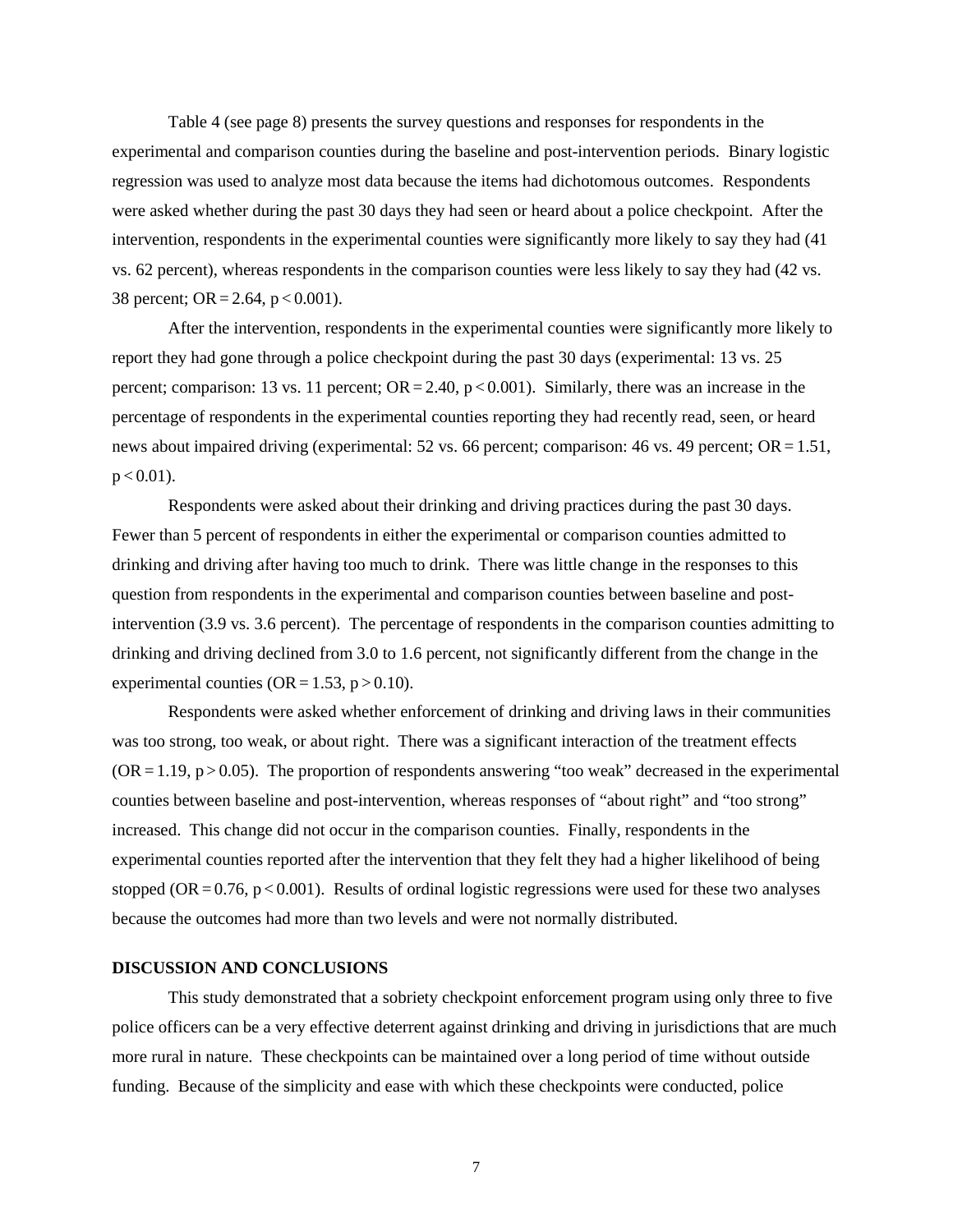Table 4 (see page 8) presents the survey questions and responses for respondents in the experimental and comparison counties during the baseline and post-intervention periods. Binary logistic regression was used to analyze most data because the items had dichotomous outcomes. Respondents were asked whether during the past 30 days they had seen or heard about a police checkpoint. After the intervention, respondents in the experimental counties were significantly more likely to say they had (41 vs. 62 percent), whereas respondents in the comparison counties were less likely to say they had (42 vs. 38 percent; $OR = 2.64$, $p < 0.001$).

After the intervention, respondents in the experimental counties were significantly more likely to report they had gone through a police checkpoint during the past 30 days (experimental: 13 vs. 25 percent; comparison: 13 vs. 11 percent; $OR = 2.40$, $p < 0.001$). Similarly, there was an increase in the percentage of respondents in the experimental counties reporting they had recently read, seen, or heard news about impaired driving (experimental: 52 vs. 66 percent; comparison: 46 vs. 49 percent; $OR = 1.51$, $p < 0.01$).

Respondents were asked about their drinking and driving practices during the past 30 days. Fewer than 5 percent of respondents in either the experimental or comparison counties admitted to drinking and driving after having too much to drink. There was little change in the responses to this question from respondents in the experimental and comparison counties between baseline and post-intervention (3.9 vs. 3.6 percent). The percentage of respondents in the comparison counties admitting to drinking and driving declined from 3.0 to 1.6 percent, not significantly different from the change in the experimental counties ($OR = 1.53$, $p > 0.10$).

Respondents were asked whether enforcement of drinking and driving laws in their communities was too strong, too weak, or about right. There was a significant interaction of the treatment effects ($OR = 1.19$, $p > 0.05$). The proportion of respondents answering "too weak" decreased in the experimental counties between baseline and post-intervention, whereas responses of "about right" and "too strong" increased. This change did not occur in the comparison counties. Finally, respondents in the experimental counties reported after the intervention that they felt they had a higher likelihood of being stopped ($OR = 0.76$, $p < 0.001$). Results of ordinal logistic regressions were used for these two analyses because the outcomes had more than two levels and were not normally distributed.

## DISCUSSION AND CONCLUSIONS

This study demonstrated that a sobriety checkpoint enforcement program using only three to five police officers can be a very effective deterrent against drinking and driving in jurisdictions that are much more rural in nature. These checkpoints can be maintained over a long period of time without outside funding. Because of the simplicity and ease with which these checkpoints were conducted, police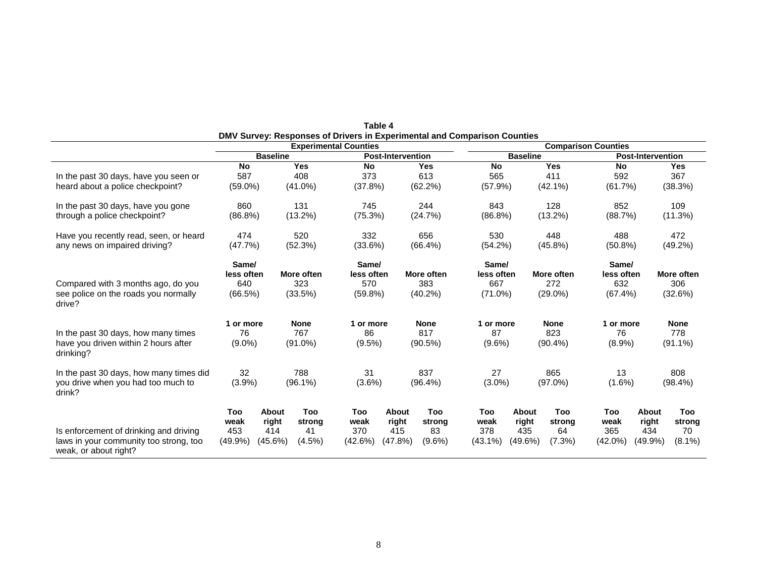**Table 4**
**DMV Survey: Responses of Drivers in Experimental and Comparison Counties**

| | Experimental Counties | | | | | | Comparison Counties | | | | | |
|---|---|---|---|---|---|---|---|---|---|---|---|---|
| | Baseline | | | Post-Intervention | | | Baseline | | | Post-Intervention | | |
| | **No** | | **Yes** | **No** | | **Yes** | **No** | | **Yes** | **No** | | **Yes** |
| In the past 30 days, have you seen or heard about a police checkpoint? | 587 (59.0%) | | 408 (41.0%) | 373 (37.8%) | | 613 (62.2%) | 565 (57.9%) | | 411 (42.1%) | 592 (61.7%) | | 367 (38.3%) |
| In the past 30 days, have you gone through a police checkpoint? | 860 (86.8%) | | 131 (13.2%) | 745 (75.3%) | | 244 (24.7%) | 843 (86.8%) | | 128 (13.2%) | 852 (88.7%) | | 109 (11.3%) |
| Have you recently read, seen, or heard any news on impaired driving? | 474 (47.7%) | | 520 (52.3%) | 332 (33.6%) | | 656 (66.4%) | 530 (54.2%) | | 448 (45.8%) | 488 (50.8%) | | 472 (49.2%) |
| | **Same/ less often** | | **More often** | **Same/ less often** | | **More often** | **Same/ less often** | | **More often** | **Same/ less often** | | **More often** |
| Compared with 3 months ago, do you see police on the roads you normally drive? | 640 (66.5%) | | 323 (33.5%) | 570 (59.8%) | | 383 (40.2%) | 667 (71.0%) | | 272 (29.0%) | 632 (67.4%) | | 306 (32.6%) |
| | **1 or more** | | **None** | **1 or more** | | **None** | **1 or more** | | **None** | **1 or more** | | **None** |
| In the past 30 days, how many times have you driven within 2 hours after drinking? | 76 (9.0%) | | 767 (91.0%) | 86 (9.5%) | | 817 (90.5%) | 87 (9.6%) | | 823 (90.4%) | 76 (8.9%) | | 778 (91.1%) |
| In the past 30 days, how many times did you drive when you had too much to drink? | 32 (3.9%) | | 788 (96.1%) | 31 (3.6%) | | 837 (96.4%) | 27 (3.0%) | | 865 (97.0%) | 13 (1.6%) | | 808 (98.4%) |
| | **Too weak** | **About right** | **Too strong** | **Too weak** | **About right** | **Too strong** | **Too weak** | **About right** | **Too strong** | **Too weak** | **About right** | **Too strong** |
| Is enforcement of drinking and driving laws in your community too strong, too weak, or about right? | 453 (49.9%) | 414 (45.6%) | 41 (4.5%) | 370 (42.6%) | 415 (47.8%) | 83 (9.6%) | 378 (43.1%) | 435 (49.6%) | 64 (7.3%) | 365 (42.0%) | 434 (49.9%) | 70 (8.1%) |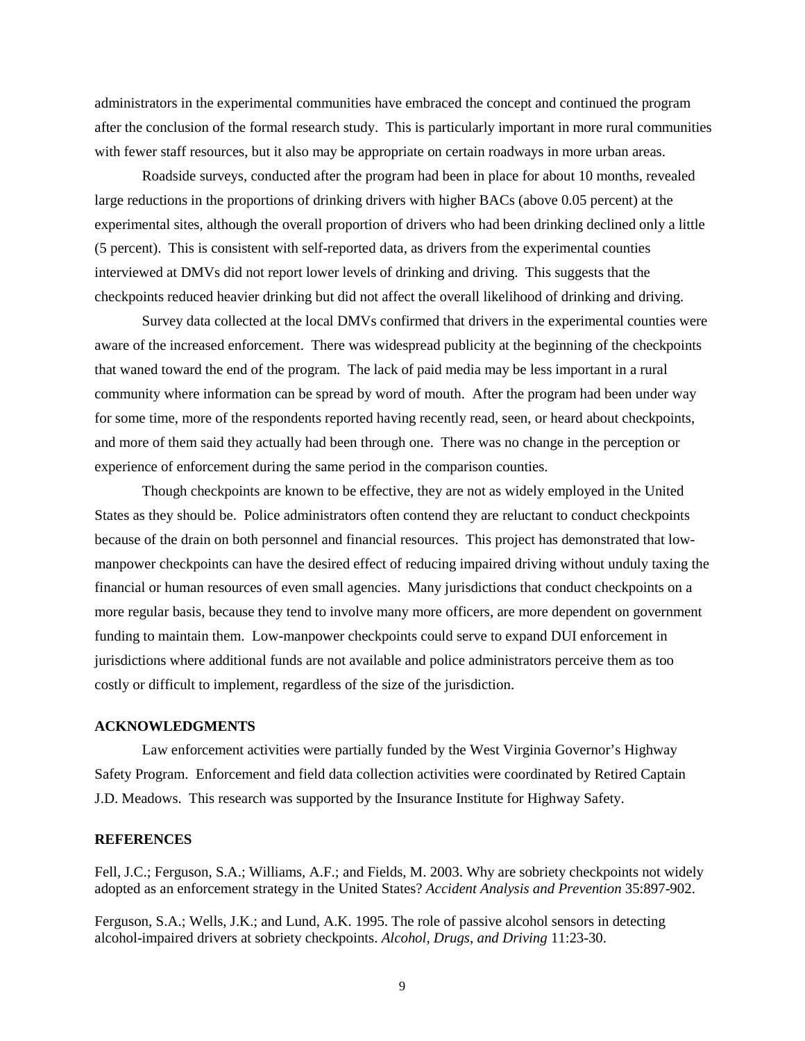administrators in the experimental communities have embraced the concept and continued the program after the conclusion of the formal research study. This is particularly important in more rural communities with fewer staff resources, but it also may be appropriate on certain roadways in more urban areas.

Roadside surveys, conducted after the program had been in place for about 10 months, revealed large reductions in the proportions of drinking drivers with higher BACs (above 0.05 percent) at the experimental sites, although the overall proportion of drivers who had been drinking declined only a little (5 percent). This is consistent with self-reported data, as drivers from the experimental counties interviewed at DMVs did not report lower levels of drinking and driving. This suggests that the checkpoints reduced heavier drinking but did not affect the overall likelihood of drinking and driving.

Survey data collected at the local DMVs confirmed that drivers in the experimental counties were aware of the increased enforcement. There was widespread publicity at the beginning of the checkpoints that waned toward the end of the program. The lack of paid media may be less important in a rural community where information can be spread by word of mouth. After the program had been under way for some time, more of the respondents reported having recently read, seen, or heard about checkpoints, and more of them said they actually had been through one. There was no change in the perception or experience of enforcement during the same period in the comparison counties.

Though checkpoints are known to be effective, they are not as widely employed in the United States as they should be. Police administrators often contend they are reluctant to conduct checkpoints because of the drain on both personnel and financial resources. This project has demonstrated that low-manpower checkpoints can have the desired effect of reducing impaired driving without unduly taxing the financial or human resources of even small agencies. Many jurisdictions that conduct checkpoints on a more regular basis, because they tend to involve many more officers, are more dependent on government funding to maintain them. Low-manpower checkpoints could serve to expand DUI enforcement in jurisdictions where additional funds are not available and police administrators perceive them as too costly or difficult to implement, regardless of the size of the jurisdiction.

## ACKNOWLEDGMENTS

Law enforcement activities were partially funded by the West Virginia Governor's Highway Safety Program. Enforcement and field data collection activities were coordinated by Retired Captain J.D. Meadows. This research was supported by the Insurance Institute for Highway Safety.

## REFERENCES

Fell, J.C.; Ferguson, S.A.; Williams, A.F.; and Fields, M. 2003. Why are sobriety checkpoints not widely adopted as an enforcement strategy in the United States? *Accident Analysis and Prevention* 35:897-902.

Ferguson, S.A.; Wells, J.K.; and Lund, A.K. 1995. The role of passive alcohol sensors in detecting alcohol-impaired drivers at sobriety checkpoints. *Alcohol, Drugs, and Driving* 11:23-30.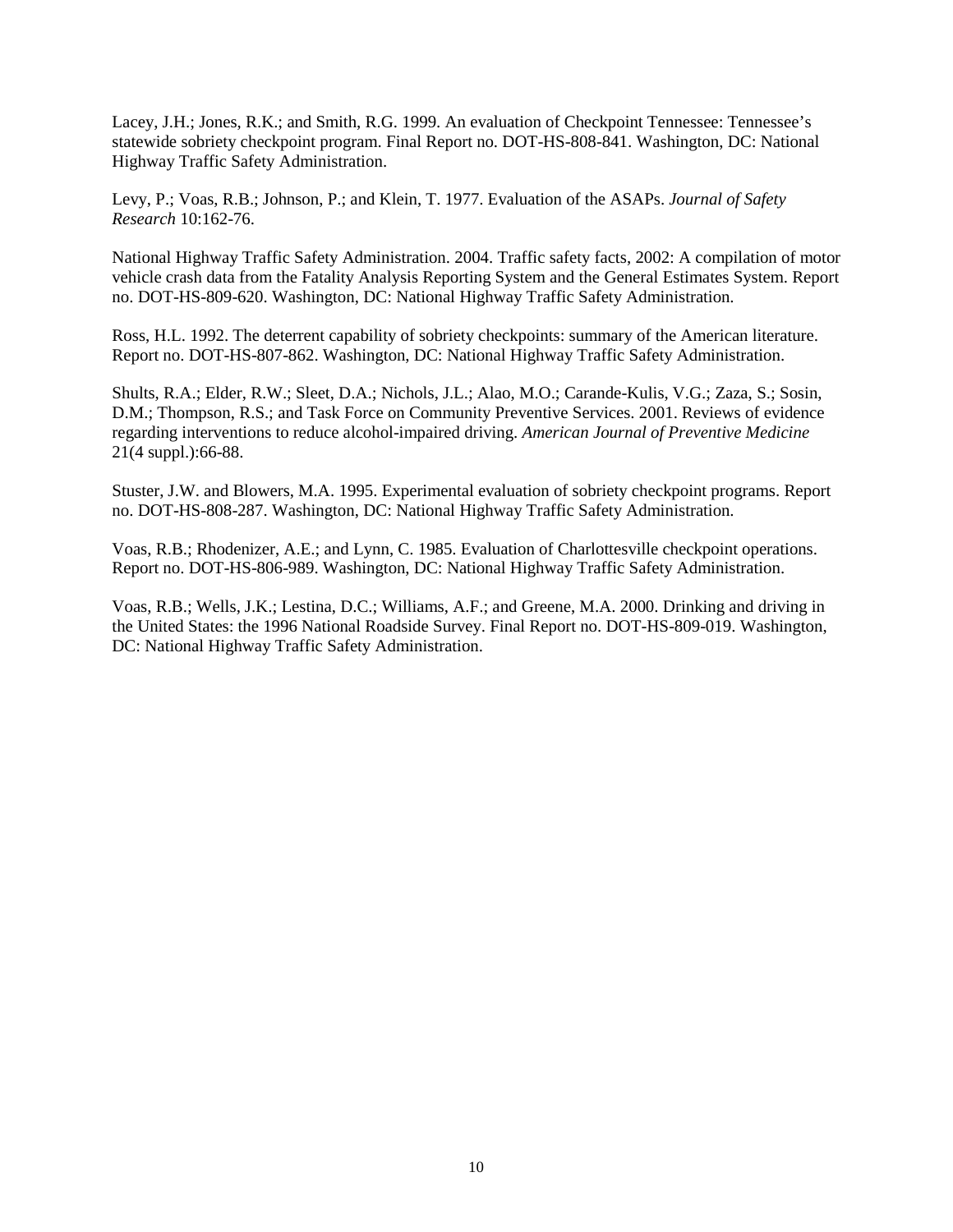Lacey, J.H.; Jones, R.K.; and Smith, R.G. 1999. An evaluation of Checkpoint Tennessee: Tennessee's statewide sobriety checkpoint program. Final Report no. DOT-HS-808-841. Washington, DC: National Highway Traffic Safety Administration.

Levy, P.; Voas, R.B.; Johnson, P.; and Klein, T. 1977. Evaluation of the ASAPs. *Journal of Safety Research* 10:162-76.

National Highway Traffic Safety Administration. 2004. Traffic safety facts, 2002: A compilation of motor vehicle crash data from the Fatality Analysis Reporting System and the General Estimates System. Report no. DOT-HS-809-620. Washington, DC: National Highway Traffic Safety Administration.

Ross, H.L. 1992. The deterrent capability of sobriety checkpoints: summary of the American literature. Report no. DOT-HS-807-862. Washington, DC: National Highway Traffic Safety Administration.

Shults, R.A.; Elder, R.W.; Sleet, D.A.; Nichols, J.L.; Alao, M.O.; Carande-Kulis, V.G.; Zaza, S.; Sosin, D.M.; Thompson, R.S.; and Task Force on Community Preventive Services. 2001. Reviews of evidence regarding interventions to reduce alcohol-impaired driving. *American Journal of Preventive Medicine* 21(4 suppl.):66-88.

Stuster, J.W. and Blowers, M.A. 1995. Experimental evaluation of sobriety checkpoint programs. Report no. DOT-HS-808-287. Washington, DC: National Highway Traffic Safety Administration.

Voas, R.B.; Rhodenizer, A.E.; and Lynn, C. 1985. Evaluation of Charlottesville checkpoint operations. Report no. DOT-HS-806-989. Washington, DC: National Highway Traffic Safety Administration.

Voas, R.B.; Wells, J.K.; Lestina, D.C.; Williams, A.F.; and Greene, M.A. 2000. Drinking and driving in the United States: the 1996 National Roadside Survey. Final Report no. DOT-HS-809-019. Washington, DC: National Highway Traffic Safety Administration.